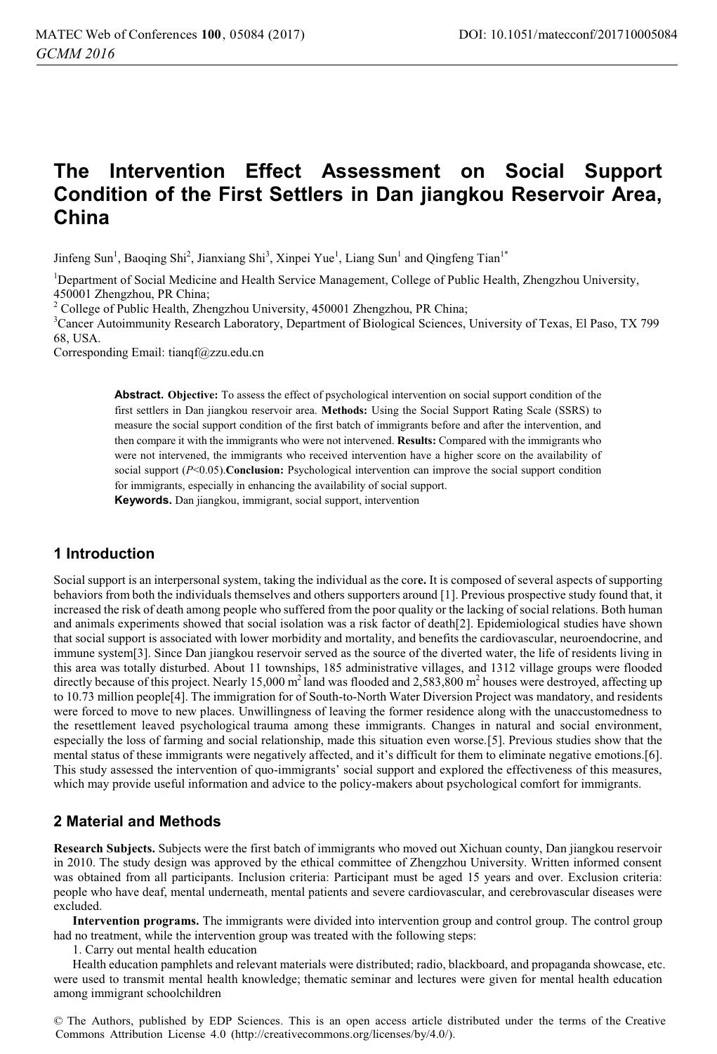# The Intervention Effect Assessment on Social Support Condition of the First Settlers in Dan jiangkou Reservoir Area, China

Jinfeng Sun[1], Baoqing Shi[2], Jianxiang Shi[3], Xinpei Yue[1], Liang Sun[1] and Qingfeng Tian[1*]

[1]Department of Social Medicine and Health Service Management, College of Public Health, Zhengzhou University, 450001 Zhengzhou, PR China;

[2] College of Public Health, Zhengzhou University, 450001 Zhengzhou, PR China;

[3]Cancer Autoimmunity Research Laboratory, Department of Biological Sciences, University of Texas, El Paso, TX 799 68, USA.

Corresponding Email: tianqf@zzu.edu.cn

**Abstract. Objective:** To assess the effect of psychological intervention on social support condition of the first settlers in Dan jiangkou reservoir area. **Methods:** Using the Social Support Rating Scale (SSRS) to measure the social support condition of the first batch of immigrants before and after the intervention, and then compare it with the immigrants who were not intervened. **Results:** Compared with the immigrants who were not intervened, the immigrants who received intervention have a higher score on the availability of social support ($P<0.05$).**Conclusion:** Psychological intervention can improve the social support condition for immigrants, especially in enhancing the availability of social support.

**Keywords.** Dan jiangkou, immigrant, social support, intervention

## 1 Introduction

Social support is an interpersonal system, taking the individual as the cor**e.** It is composed of several aspects of supporting behaviors from both the individuals themselves and others supporters around [1]. Previous prospective study found that, it increased the risk of death among people who suffered from the poor quality or the lacking of social relations. Both human and animals experiments showed that social isolation was a risk factor of death[2]. Epidemiological studies have shown that social support is associated with lower morbidity and mortality, and benefits the cardiovascular, neuroendocrine, and immune system[3]. Since Dan jiangkou reservoir served as the source of the diverted water, the life of residents living in this area was totally disturbed. About 11 townships, 185 administrative villages, and 1312 village groups were flooded directly because of this project. Nearly 15,000 $m^2$ land was flooded and 2,583,800 $m^2$ houses were destroyed, affecting up to 10.73 million people[4]. The immigration for of South-to-North Water Diversion Project was mandatory, and residents were forced to move to new places. Unwillingness of leaving the former residence along with the unaccustomedness to the resettlement leaved psychological trauma among these immigrants. Changes in natural and social environment, especially the loss of farming and social relationship, made this situation even worse.[5]. Previous studies show that the mental status of these immigrants were negatively affected, and it's difficult for them to eliminate negative emotions.[6]. This study assessed the intervention of quo-immigrants' social support and explored the effectiveness of this measures, which may provide useful information and advice to the policy-makers about psychological comfort for immigrants.

## 2 Material and Methods

**Research Subjects.** Subjects were the first batch of immigrants who moved out Xichuan county, Dan jiangkou reservoir in 2010. The study design was approved by the ethical committee of Zhengzhou University. Written informed consent was obtained from all participants. Inclusion criteria: Participant must be aged 15 years and over. Exclusion criteria: people who have deaf, mental underneath, mental patients and severe cardiovascular, and cerebrovascular diseases were excluded.

**Intervention programs.** The immigrants were divided into intervention group and control group. The control group had no treatment, while the intervention group was treated with the following steps:

1. Carry out mental health education

Health education pamphlets and relevant materials were distributed; radio, blackboard, and propaganda showcase, etc. were used to transmit mental health knowledge; thematic seminar and lectures were given for mental health education among immigrant schoolchildren

© The Authors, published by EDP Sciences. This is an open access article distributed under the terms of the Creative Commons Attribution License 4.0 (http://creativecommons.org/licenses/by/4.0/).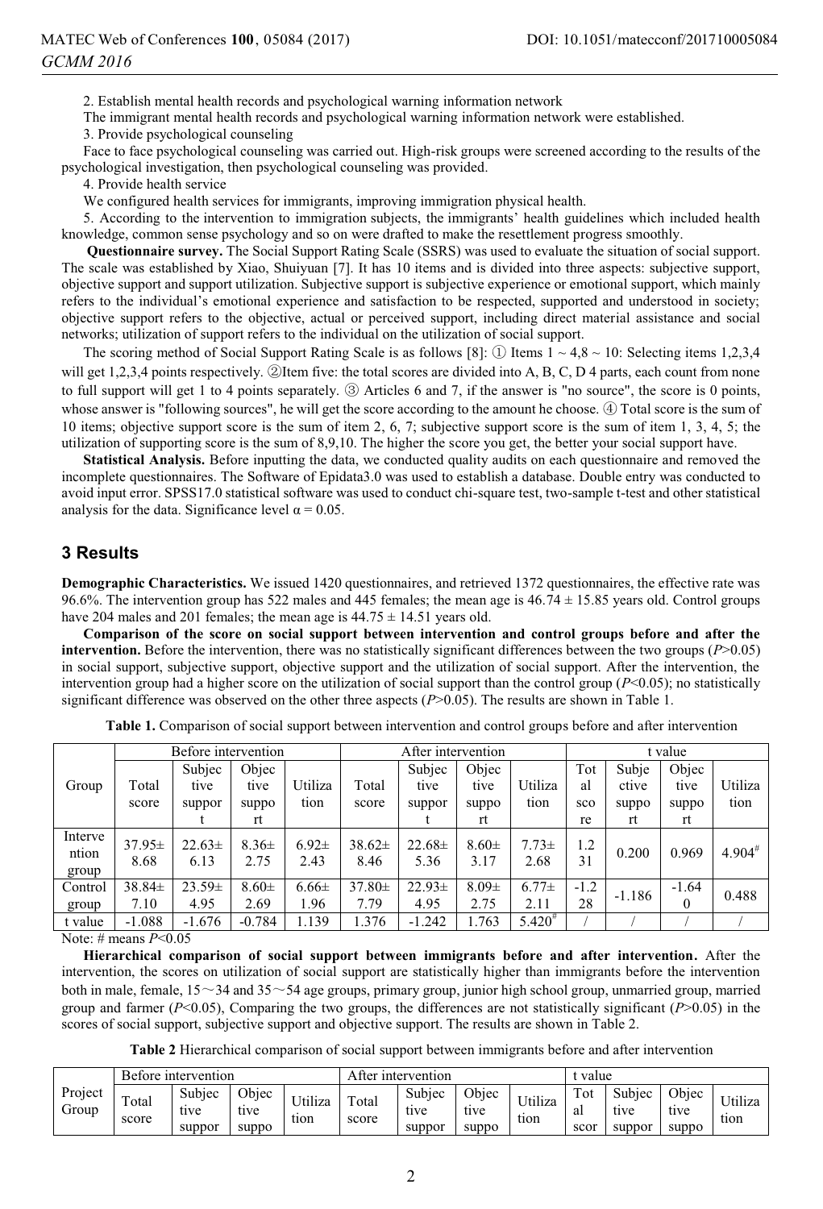2. Establish mental health records and psychological warning information network

The immigrant mental health records and psychological warning information network were established.

3. Provide psychological counseling

Face to face psychological counseling was carried out. High-risk groups were screened according to the results of the psychological investigation, then psychological counseling was provided.

4. Provide health service

We configured health services for immigrants, improving immigration physical health.

5. According to the intervention to immigration subjects, the immigrants' health guidelines which included health knowledge, common sense psychology and so on were drafted to make the resettlement progress smoothly.

**Questionnaire survey.** The Social Support Rating Scale (SSRS) was used to evaluate the situation of social support. The scale was established by Xiao, Shuiyuan [7]. It has 10 items and is divided into three aspects: subjective support, objective support and support utilization. Subjective support is subjective experience or emotional support, which mainly refers to the individual's emotional experience and satisfaction to be respected, supported and understood in society; objective support refers to the objective, actual or perceived support, including direct material assistance and social networks; utilization of support refers to the individual on the utilization of social support.

The scoring method of Social Support Rating Scale is as follows [8]: ① Items 1 ~ 4,8 ~ 10: Selecting items 1,2,3,4 will get 1,2,3,4 points respectively. ②Item five: the total scores are divided into A, B, C, D 4 parts, each count from none to full support will get 1 to 4 points separately. ③ Articles 6 and 7, if the answer is "no source", the score is 0 points, whose answer is "following sources", he will get the score according to the amount he choose. ④ Total score is the sum of 10 items; objective support score is the sum of item 2, 6, 7; subjective support score is the sum of item 1, 3, 4, 5; the utilization of supporting score is the sum of 8,9,10. The higher the score you get, the better your social support have.

**Statistical Analysis.** Before inputting the data, we conducted quality audits on each questionnaire and removed the incomplete questionnaires. The Software of Epidata3.0 was used to establish a database. Double entry was conducted to avoid input error. SPSS17.0 statistical software was used to conduct chi-square test, two-sample t-test and other statistical analysis for the data. Significance level $\alpha = 0.05$.

## 3 Results

**Demographic Characteristics.** We issued 1420 questionnaires, and retrieved 1372 questionnaires, the effective rate was 96.6%. The intervention group has 522 males and 445 females; the mean age is 46.74 ± 15.85 years old. Control groups have 204 males and 201 females; the mean age is 44.75 ± 14.51 years old.

**Comparison of the score on social support between intervention and control groups before and after the intervention.** Before the intervention, there was no statistically significant differences between the two groups ($P$>0.05) in social support, subjective support, objective support and the utilization of social support. After the intervention, the intervention group had a higher score on the utilization of social support than the control group ($P$<0.05); no statistically significant difference was observed on the other three aspects ($P$>0.05). The results are shown in Table 1.

**Table 1.** Comparison of social support between intervention and control groups before and after intervention

| Group | Before intervention | | | | After intervention | | | | t value | | | |
|---|---|---|---|---|---|---|---|---|---|---|---|---|
| | Total score | Subjective support | Objective support | Utilization | Total score | Subjective support | Objective support | Utilization | Total score | Subjective support | Objective support | Utilization |
| Intervention group | 37.95± 8.68 | 22.63± 6.13 | 8.36± 2.75 | 6.92± 2.43 | 38.62± 8.46 | 22.68± 5.36 | 8.60± 3.17 | 7.73± 2.68 | 1.231 | 0.200 | 0.969 | 4.904# |
| Control group | 38.84± 7.10 | 23.59± 4.95 | 8.60± 2.69 | 6.66± 1.96 | 37.80± 7.79 | 22.93± 4.95 | 8.09± 2.75 | 6.77± 2.11 | -1.228 | -1.186 | -1.640 | 0.488 |
| t value | -1.088 | -1.676 | -0.784 | 1.139 | 1.376 | -1.242 | 1.763 | 5.420# | / | / | / | / |

Note: # means $P$<0.05

**Hierarchical comparison of social support between immigrants before and after intervention.** After the intervention, the scores on utilization of social support are statistically higher than immigrants before the intervention both in male, female, 15～34 and 35～54 age groups, primary group, junior high school group, unmarried group, married group and farmer ($P$<0.05), Comparing the two groups, the differences are not statistically significant ($P$>0.05) in the scores of social support, subjective support and objective support. The results are shown in Table 2.

**Table 2** Hierarchical comparison of social support between immigrants before and after intervention

| Project Group | Before intervention | | | | After intervention | | | | t value | | | |
|---|---|---|---|---|---|---|---|---|---|---|---|---|
| | Total score | Subjective suppor | Objective suppo | Utilization | Total score | Subjective suppor | Objective suppo | Utilization | Total scor | Subjective suppor | Objective suppo | Utilization |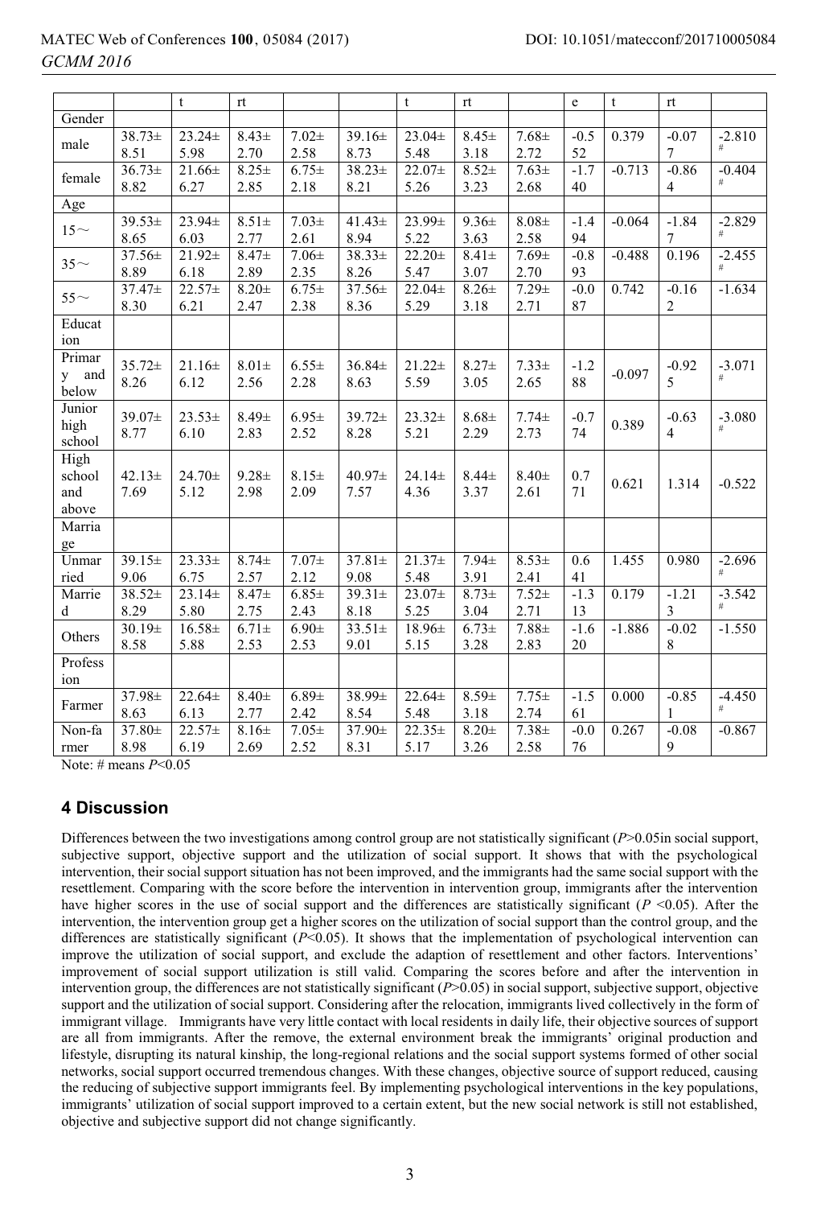|  |  | t | rt |  |  | t | rt |  | e | t | rt |  |
|---|---|---|---|---|---|---|---|---|---|---|---|---|
| Gender |  |  |  |  |  |  |  |  |  |  |  |  |
| male | 38.73± 8.51 | 23.24± 5.98 | 8.43± 2.70 | 7.02± 2.58 | 39.16± 8.73 | 23.04± 5.48 | 8.45± 3.18 | 7.68± 2.72 | -0.552 | 0.379 | -0.077 | -2.810 # |
| female | 36.73± 8.82 | 21.66± 6.27 | 8.25± 2.85 | 6.75± 2.18 | 38.23± 8.21 | 22.07± 5.26 | 8.52± 3.23 | 7.63± 2.68 | -1.740 | -0.713 | -0.864 | -0.404 # |
| Age |  |  |  |  |  |  |  |  |  |  |  |  |
| 15～ | 39.53± 8.65 | 23.94± 6.03 | 8.51± 2.77 | 7.03± 2.61 | 41.43± 8.94 | 23.99± 5.22 | 9.36± 3.63 | 8.08± 2.58 | -1.494 | -0.064 | -1.847 | -2.829 # |
| 35～ | 37.56± 8.89 | 21.92± 6.18 | 8.47± 2.89 | 7.06± 2.35 | 38.33± 8.26 | 22.20± 5.47 | 8.41± 3.07 | 7.69± 2.70 | -0.893 | -0.488 | 0.196 | -2.455 # |
| 55～ | 37.47± 8.30 | 22.57± 6.21 | 8.20± 2.47 | 6.75± 2.38 | 37.56± 8.36 | 22.04± 5.29 | 8.26± 3.18 | 7.29± 2.71 | -0.087 | 0.742 | -0.162 | -1.634 |
| Education |  |  |  |  |  |  |  |  |  |  |  |  |
| Primary and below | 35.72± 8.26 | 21.16± 6.12 | 8.01± 2.56 | 6.55± 2.28 | 36.84± 8.63 | 21.22± 5.59 | 8.27± 3.05 | 7.33± 2.65 | -1.288 | -0.097 | -0.925 | -3.071 # |
| Junior high school | 39.07± 8.77 | 23.53± 6.10 | 8.49± 2.83 | 6.95± 2.52 | 39.72± 8.28 | 23.32± 5.21 | 8.68± 2.29 | 7.74± 2.73 | -0.774 | 0.389 | -0.634 | -3.080 # |
| High school and above | 42.13± 7.69 | 24.70± 5.12 | 9.28± 2.98 | 8.15± 2.09 | 40.97± 7.57 | 24.14± 4.36 | 8.44± 3.37 | 8.40± 2.61 | 0.771 | 0.621 | 1.314 | -0.522 |
| Marriage |  |  |  |  |  |  |  |  |  |  |  |  |
| Unmarried | 39.15± 9.06 | 23.33± 6.75 | 8.74± 2.57 | 7.07± 2.12 | 37.81± 9.08 | 21.37± 5.48 | 7.94± 3.91 | 8.53± 2.41 | 0.641 | 1.455 | 0.980 | -2.696 # |
| Married | 38.52± 8.29 | 23.14± 5.80 | 8.47± 2.75 | 6.85± 2.43 | 39.31± 8.18 | 23.07± 5.25 | 8.73± 3.04 | 7.52± 2.71 | -1.313 | 0.179 | -1.213 | -3.542 # |
| Others | 30.19± 8.58 | 16.58± 5.88 | 6.71± 2.53 | 6.90± 2.53 | 33.51± 9.01 | 18.96± 5.15 | 6.73± 3.28 | 7.88± 2.83 | -1.620 | -1.886 | -0.028 | -1.550 |
| Profession |  |  |  |  |  |  |  |  |  |  |  |  |
| Farmer | 37.98± 8.63 | 22.64± 6.13 | 8.40± 2.77 | 6.89± 2.42 | 38.99± 8.54 | 22.64± 5.48 | 8.59± 3.18 | 7.75± 2.74 | -1.561 | 0.000 | -0.851 | -4.450 # |
| Non-farmer | 37.80± 8.98 | 22.57± 6.19 | 8.16± 2.69 | 7.05± 2.52 | 37.90± 8.31 | 22.35± 5.17 | 8.20± 3.26 | 7.38± 2.58 | -0.076 | 0.267 | -0.089 | -0.867 |

Note: # means $P<0.05$

## 4 Discussion

Differences between the two investigations among control group are not statistically significant ($P>0.05$in social support, subjective support, objective support and the utilization of social support. It shows that with the psychological intervention, their social support situation has not been improved, and the immigrants had the same social support with the resettlement. Comparing with the score before the intervention in intervention group, immigrants after the intervention have higher scores in the use of social support and the differences are statistically significant ($P<0.05$). After the intervention, the intervention group get a higher scores on the utilization of social support than the control group, and the differences are statistically significant ($P<0.05$). It shows that the implementation of psychological intervention can improve the utilization of social support, and exclude the adaption of resettlement and other factors. Interventions' improvement of social support utilization is still valid. Comparing the scores before and after the intervention in intervention group, the differences are not statistically significant ($P>0.05$) in social support, subjective support, objective support and the utilization of social support. Considering after the relocation, immigrants lived collectively in the form of immigrant village. Immigrants have very little contact with local residents in daily life, their objective sources of support are all from immigrants. After the remove, the external environment break the immigrants' original production and lifestyle, disrupting its natural kinship, the long-regional relations and the social support systems formed of other social networks, social support occurred tremendous changes. With these changes, objective source of support reduced, causing the reducing of subjective support immigrants feel. By implementing psychological interventions in the key populations, immigrants' utilization of social support improved to a certain extent, but the new social network is still not established, objective and subjective support did not change significantly.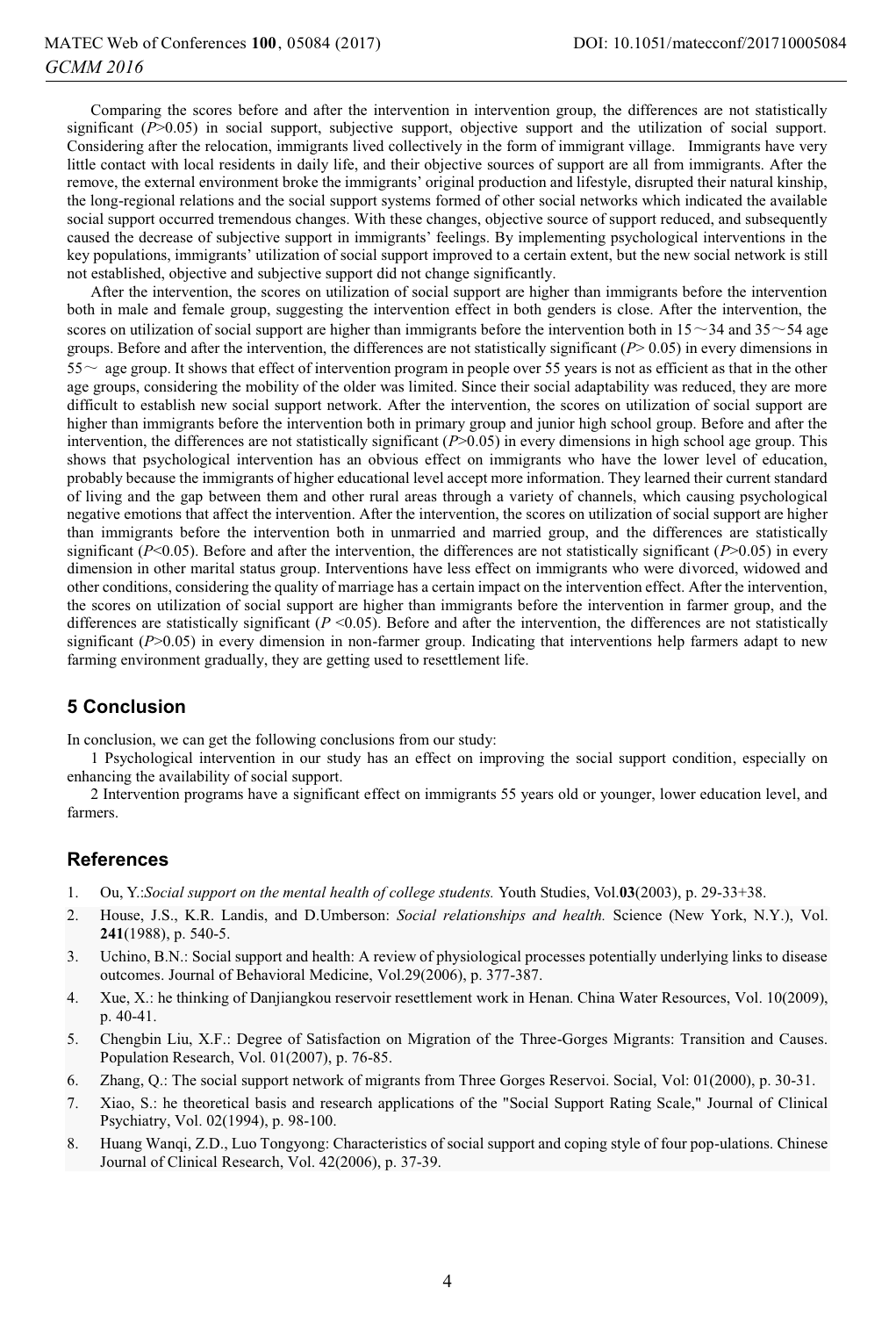Comparing the scores before and after the intervention in intervention group, the differences are not statistically significant ($P$>0.05) in social support, subjective support, objective support and the utilization of social support. Considering after the relocation, immigrants lived collectively in the form of immigrant village. Immigrants have very little contact with local residents in daily life, and their objective sources of support are all from immigrants. After the remove, the external environment broke the immigrants' original production and lifestyle, disrupted their natural kinship, the long-regional relations and the social support systems formed of other social networks which indicated the available social support occurred tremendous changes. With these changes, objective source of support reduced, and subsequently caused the decrease of subjective support in immigrants' feelings. By implementing psychological interventions in the key populations, immigrants' utilization of social support improved to a certain extent, but the new social network is still not established, objective and subjective support did not change significantly.

After the intervention, the scores on utilization of social support are higher than immigrants before the intervention both in male and female group, suggesting the intervention effect in both genders is close. After the intervention, the scores on utilization of social support are higher than immigrants before the intervention both in 15～34 and 35～54 age groups. Before and after the intervention, the differences are not statistically significant ($P$> 0.05) in every dimensions in 55～ age group. It shows that effect of intervention program in people over 55 years is not as efficient as that in the other age groups, considering the mobility of the older was limited. Since their social adaptability was reduced, they are more difficult to establish new social support network. After the intervention, the scores on utilization of social support are higher than immigrants before the intervention both in primary group and junior high school group. Before and after the intervention, the differences are not statistically significant ($P$>0.05) in every dimensions in high school age group. This shows that psychological intervention has an obvious effect on immigrants who have the lower level of education, probably because the immigrants of higher educational level accept more information. They learned their current standard of living and the gap between them and other rural areas through a variety of channels, which causing psychological negative emotions that affect the intervention. After the intervention, the scores on utilization of social support are higher than immigrants before the intervention both in unmarried and married group, and the differences are statistically significant ($P$<0.05). Before and after the intervention, the differences are not statistically significant ($P$>0.05) in every dimension in other marital status group. Interventions have less effect on immigrants who were divorced, widowed and other conditions, considering the quality of marriage has a certain impact on the intervention effect. After the intervention, the scores on utilization of social support are higher than immigrants before the intervention in farmer group, and the differences are statistically significant ($P$ <0.05). Before and after the intervention, the differences are not statistically significant ($P$>0.05) in every dimension in non-farmer group. Indicating that interventions help farmers adapt to new farming environment gradually, they are getting used to resettlement life.

## 5 Conclusion

In conclusion, we can get the following conclusions from our study:

1 Psychological intervention in our study has an effect on improving the social support condition, especially on enhancing the availability of social support.

2 Intervention programs have a significant effect on immigrants 55 years old or younger, lower education level, and farmers.

## References

1. Ou, Y.:*Social support on the mental health of college students.* Youth Studies, Vol.**03**(2003), p. 29-33+38.
2. House, J.S., K.R. Landis, and D.Umberson: *Social relationships and health.* Science (New York, N.Y.), Vol. **241**(1988), p. 540-5.
3. Uchino, B.N.: Social support and health: A review of physiological processes potentially underlying links to disease outcomes. Journal of Behavioral Medicine, Vol.29(2006), p. 377-387.
4. Xue, X.: he thinking of Danjiangkou reservoir resettlement work in Henan. China Water Resources, Vol. 10(2009), p. 40-41.
5. Chengbin Liu, X.F.: Degree of Satisfaction on Migration of the Three-Gorges Migrants: Transition and Causes. Population Research, Vol. 01(2007), p. 76-85.
6. Zhang, Q.: The social support network of migrants from Three Gorges Reservoi. Social, Vol: 01(2000), p. 30-31.
7. Xiao, S.: he theoretical basis and research applications of the "Social Support Rating Scale," Journal of Clinical Psychiatry, Vol. 02(1994), p. 98-100.
8. Huang Wanqi, Z.D., Luo Tongyong: Characteristics of social support and coping style of four pop-ulations. Chinese Journal of Clinical Research, Vol. 42(2006), p. 37-39.